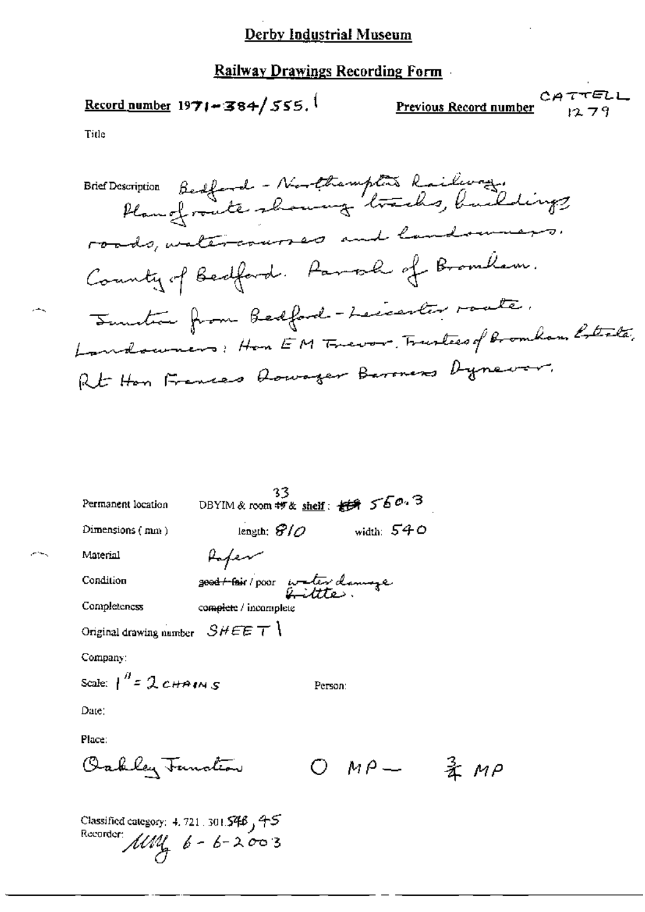# Derby Industrial Museum

## Railway Drawings Recording Form

**Record number** 1971-384/555.1

**Previous Record number** CATTELL 1279

Title

Brief Description Bedford - Northampton Railway. Plan of route showing tracks, buildings, roads, watercourses and landowners. County of Bedford. Parish of Bromham. Junction from Bedford - Leicester route. Landowners: Hon E M Trevor, Trustees of Bromham Estate, Rt Hon Frances Dowager Baroness Dynevor.

Permanent location: DBYIM & room ~~49~~ 33 & shelf: ~~49~~ 560.3

Dimensions (mm): length: 810 width: 540

Material: Paper

Condition: ~~good / fair~~ / poor water damage brittle.

Completeness: complete / incomplete

Original drawing number: SHEET 1

Company:

Scale: 1" = 2 CHAINS

Person:

Date:

Place:

Oakley Junction O MP — ¾ MP

Classified category: 4.721.301.548, 45

Recorder: MMg 6-6-2003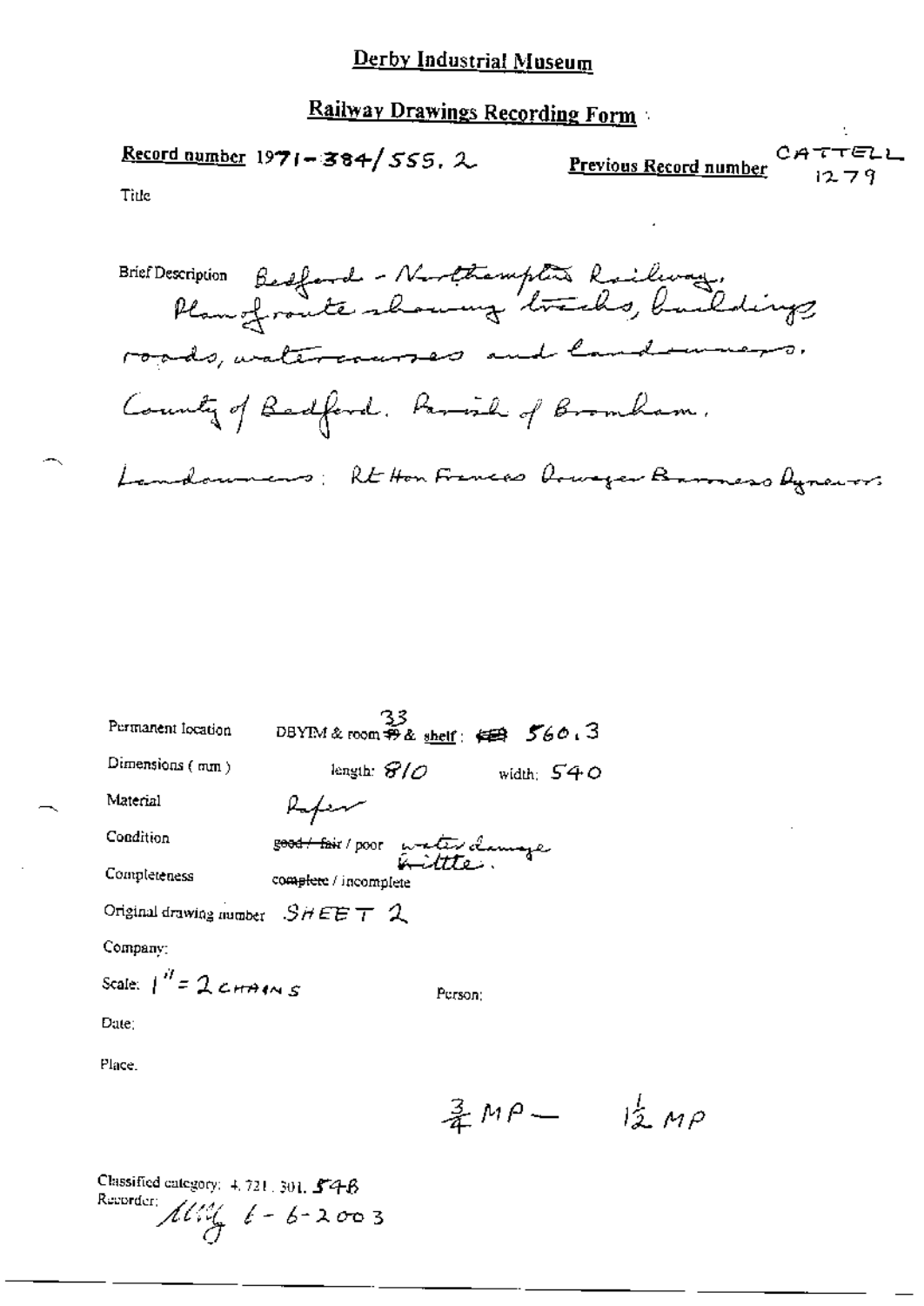# Derby Industrial Museum

## Railway Drawings Recording Form

**Record number** 1971-384/555.2

**Previous Record number** CATTELL 1279

Title

Brief Description Bedford - Northampton Railway. Plan of route showing tracks, buildings, roads, watercourses and landowners. County of Bedford. Parish of Bromham. Landowners: Rt Hon Frances Dowager Baroness Dynevor.

Permanent location DBYIM & room 33 & shelf: 560.3

Dimensions (mm) length: 810 width: 540

Material Paper

Condition ~~good / fair~~ / poor water damage brittle.

Completeness complete / incomplete

Original drawing number SHEET 2

Company:

Scale: 1" = 2 CHAINS

Person:

Date:

Place.

$\frac{3}{4}$ MP — $1\frac{1}{2}$ MP

Classified category: 4.721.301.54B

Recorder: [illegible] 6-6-2003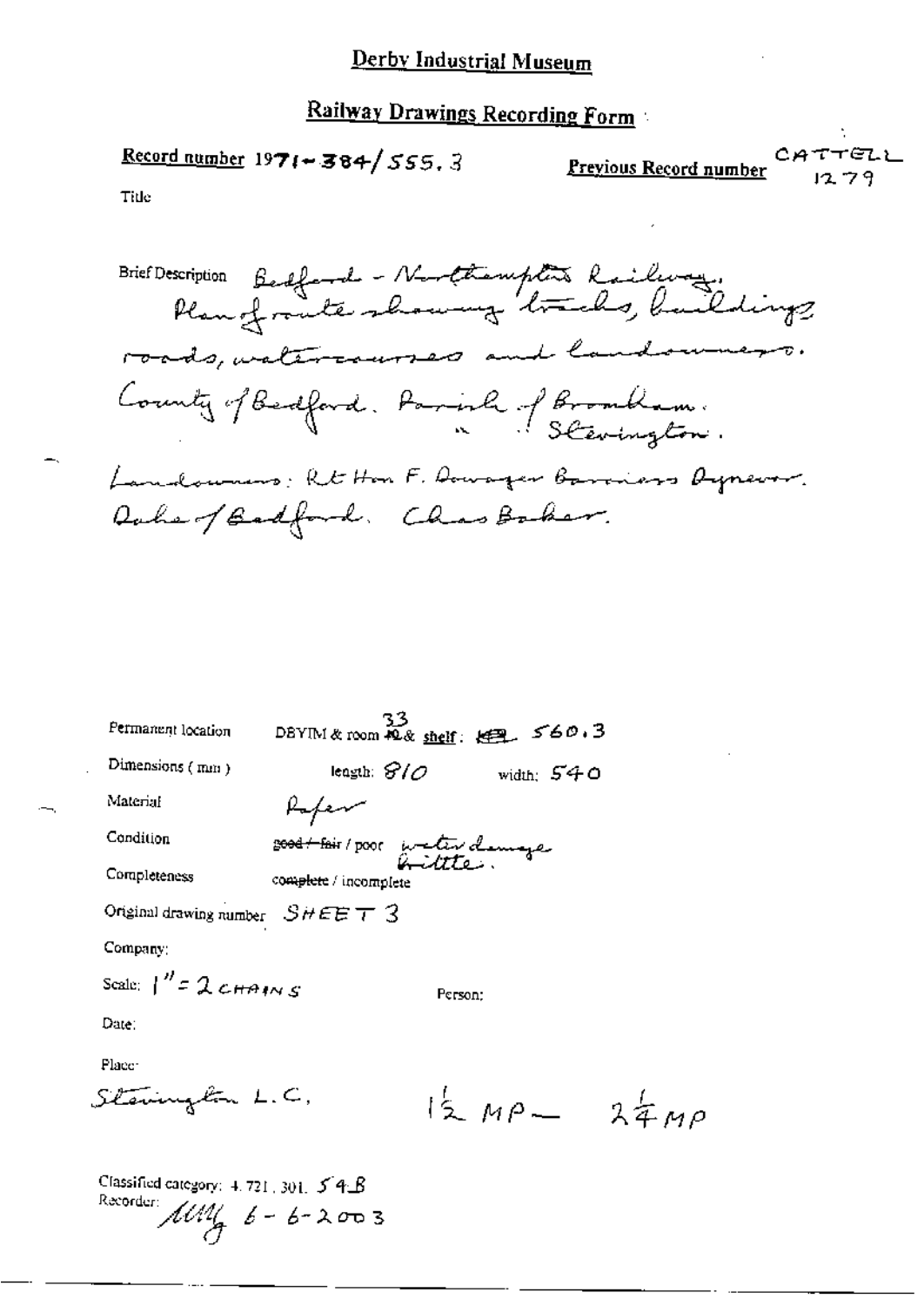# Derby Industrial Museum

## Railway Drawings Recording Form

**Record number** 1971-384/555.3 **Previous Record number** CATTELL 1279

Title

Brief Description Bedford - Northampton Railway. Plan of route showing tracks, buildings roads, watercourses and landowners. County of Bedford. Parish of Bromham. " " Stevington. Landowners: Rt Hon F. Dowager Baroness Dynevor. Duke of Bedford. Chas Baker.

Permanent location DBYIM & room 33 & shelf: 560.3

Dimensions (mm) length: 810 width: 540

Material Paper

Condition ~~good / fair~~ / poor water damage brittle.

Completeness complete / incomplete

Original drawing number SHEET 3

Company:

Scale: 1" = 2 CHAINS Person:

Date:

Place:

Stevington L.C. 1½ MP — 2¼ MP

Classified category: 4.721.301. 54B

Recorder: [initials] 6-6-2003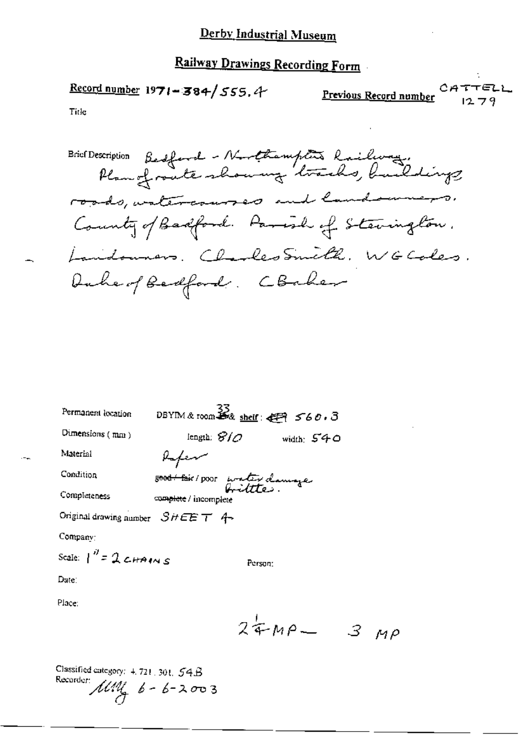# Derby Industrial Museum

## Railway Drawings Recording Form

**Record number** 1971-384/555.4

**Previous Record number** CATTELL 1279

Title

Brief Description Bedford - Northampton Railway. Plan of route showing tracks, buildings roads, watercourses and landowners. County of Bedford. Parish of Stevington. Landowners. Charles Smith. W G Coles. Duke of Bedford. C Baker

Permanent location DBYIM & room 33 & shelf: 560.3

Dimensions (mm) length: 810 width: 540

Material Paper

Condition ~~good / fair~~ / poor water damage brittle.

Completeness ~~complete~~ / incomplete

Original drawing number SHEET 4

Company:

Scale: 1" = 2 CHAINS

Person:

Date:

Place:

$2\frac{1}{4}$ MP — 3 MP

Classified category: 4.721.301. 54B

Recorder: MMg 6-6-2003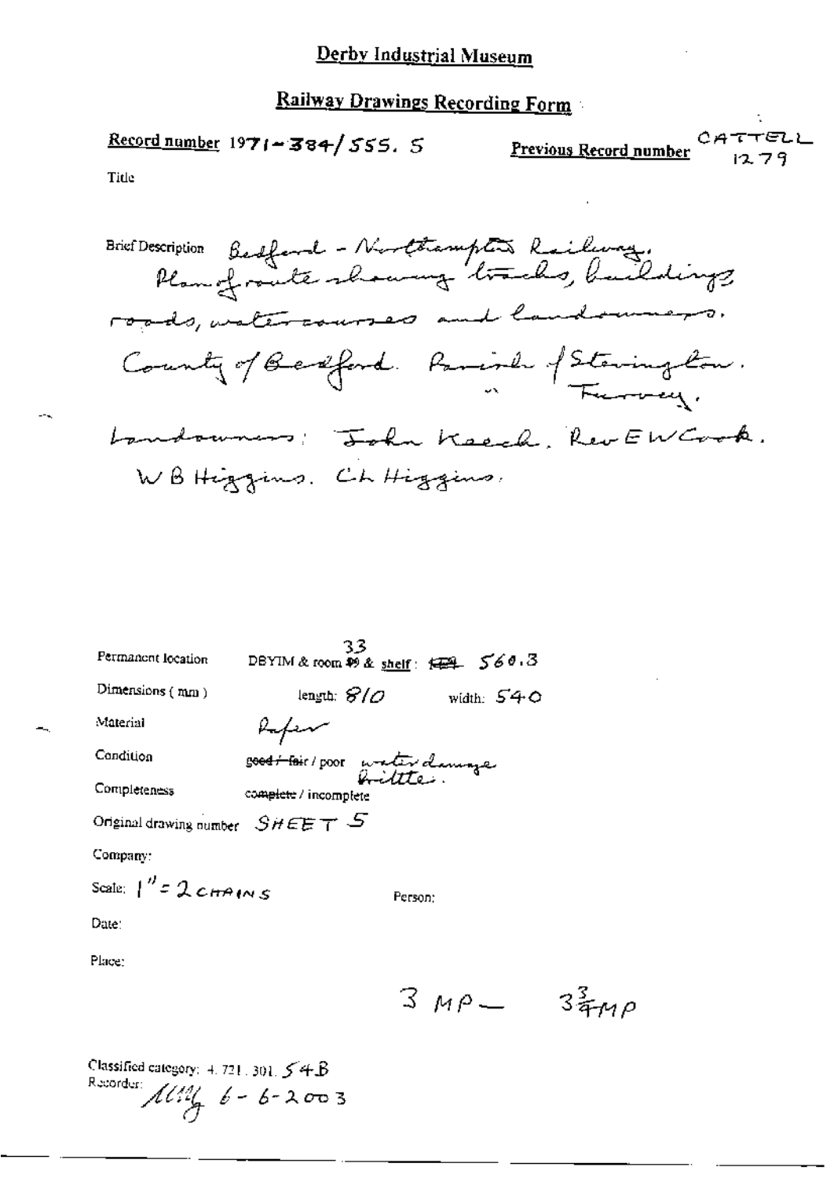# Derby Industrial Museum

## Railway Drawings Recording Form

**Record number** 1971-384/555. 5

**Previous Record number** CATTELL 1279

Title

Brief Description Bedford - Northampton Railway. Plan of route showing tracks, buildings, roads, watercourses and landowners. County of Bedford. Parish of Stevington. " Turvey. Landowners: John Keech. Rev E W Cook. W B Higgins. C L Higgins.

Permanent location DBYIM & room ~~49~~ 33 & shelf: ~~424~~ 560.3

Dimensions (mm) length: 810 width: 540

Material Paper

Condition ~~good / fair~~ / poor water damage brittle.

Completeness ~~complete~~ / incomplete

Original drawing number SHEET 5

Company:

Scale: 1" = 2 CHAINS

Person:

Date:

Place:

3 MP — $3\frac{3}{4}$ MP

Classified category: 4. 721. 301. 54B

Recorder: MMG 6-6-2003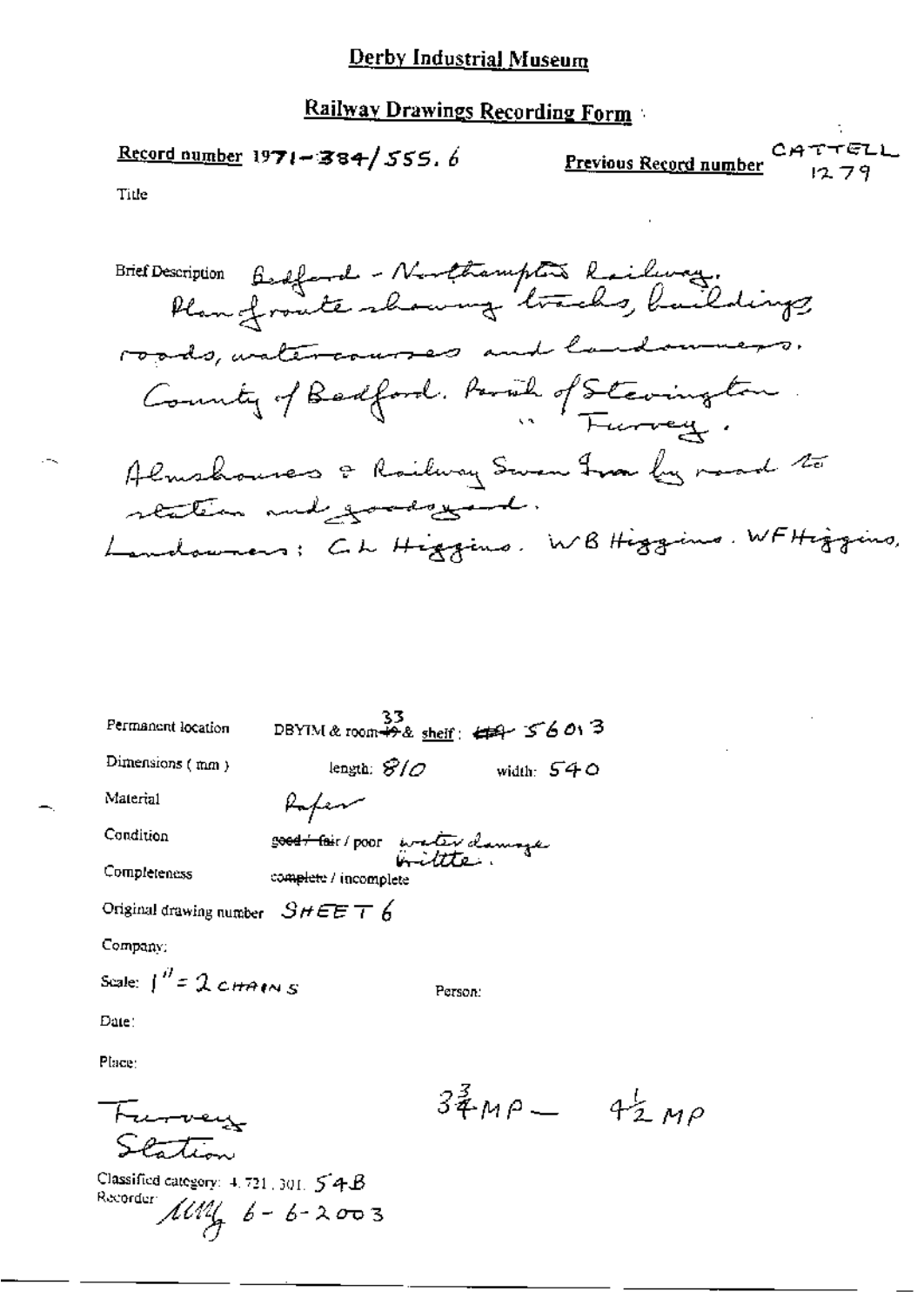# Derby Industrial Museum

## Railway Drawings Recording Form

**Record number** 1971-384/555.6 **Previous Record number** CATTELL 1279

Title

Brief Description Bedford - Northampton Railway. Plan of route showing tracks, buildings roads, watercourses and landowners. County of Bedford. Parish of Stevington " Turvey. Almshouses & Railway Swan Inn by road to station and goodsyard. Landowners: C L Higgins. W B Higgins. W F Higgins.

Permanent location DBYIM & room ~~49~~ 33 & shelf: ~~49~~ 56013

Dimensions (mm) length: 810 width: 540

Material Paper

Condition ~~good / fair~~ / poor water damage brittle.

Completeness ~~complete~~ / incomplete

Original drawing number SHEET 6

Company:

Scale: 1" = 2 CHAINS

Person:

Date:

Place:

Turvey Station

$3\frac{3}{4}$ MP — $4\frac{1}{2}$ MP

Classified category: 4.721.301. 54B

Recorder: MM 6-6-2003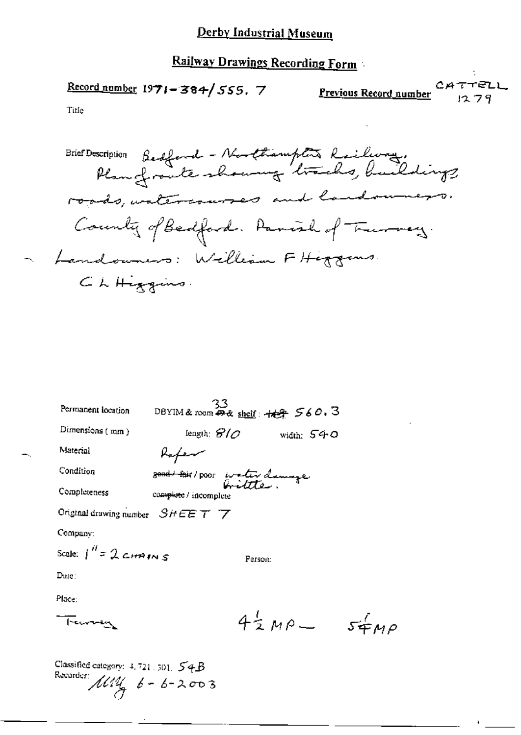# Derby Industrial Museum

## Railway Drawings Recording Form

**Record number** 1971-384/555. 7

**Previous Record number** CATTELL 1279

Title

Brief Description Bedford - Northampton Railway. Plan of route showing tracks, buildings, roads, watercourses and landowners. County of Bedford. Parish of Turvey. Landowners: William F Higgins. C L Higgins.

Permanent location DBYIM & room ~~49~~ 33 & shelf: ~~149~~ 560.3

Dimensions (mm) length: 810 width: 540

Material Paper

Condition ~~good / fair~~ / poor water damage brittle.

Completeness ~~complete~~ / incomplete

Original drawing number SHEET 7

Company:

Scale: 1" = 2 CHAINS

Person:

Date:

Place:

Turvey

4½ MP — 5¼ MP

Classified category: 4.721.301. 54B

Recorder: MM 6-6-2003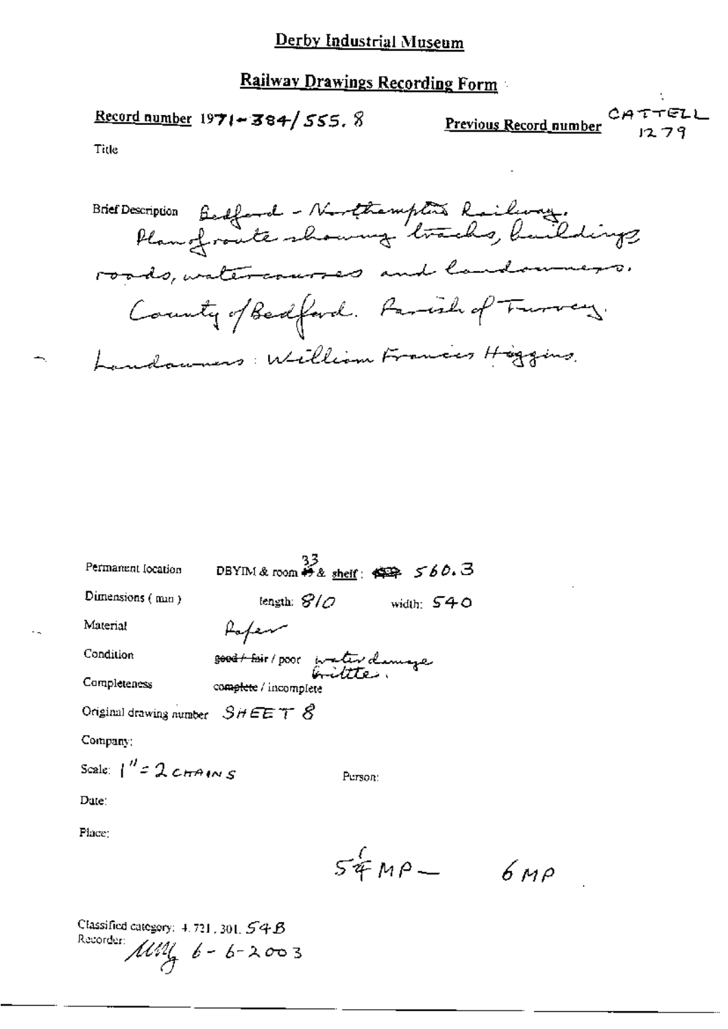# Derby Industrial Museum

## Railway Drawings Recording Form

**Record number** 1971-384/555.8

**Previous Record number** CATTELL 1279

Title

Brief Description Bedford - Northampton Railway. Plan of route showing tracks, buildings, roads, watercourses and landowners. County of Bedford. Parish of Turvey. Landowners: William Francis Higgins.

Permanent location DBYIM & room 33 & shelf: 560.3

Dimensions (mm) length: 810 width: 540

Material Paper

Condition ~~good / fair~~ / poor water damage brittle.

Completeness ~~complete~~ / incomplete

Original drawing number SHEET 8

Company:

Scale: 1" = 2 CHAINS

Person:

Date:

Place:

5¼ MP — 6 MP

Classified category: 4.721.301.54B

Recorder: MMG 6-6-2003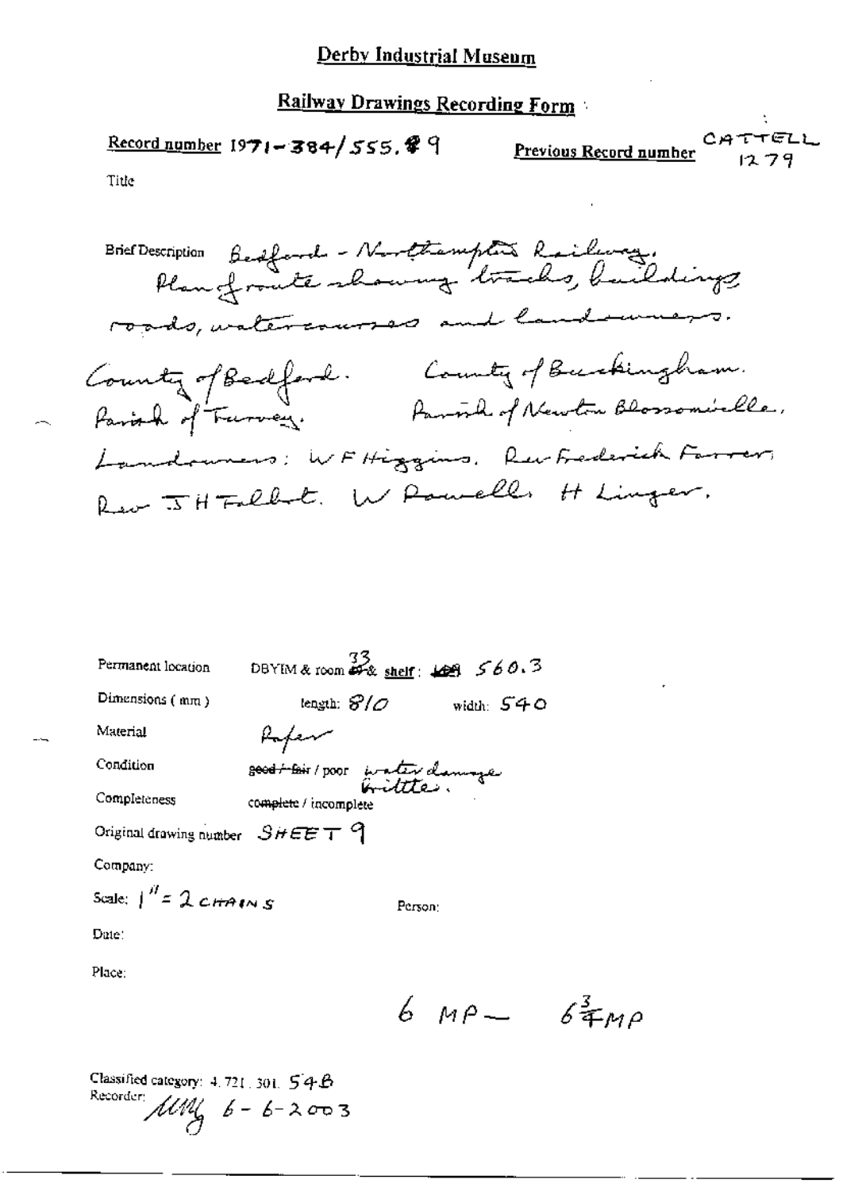# Derby Industrial Museum

## Railway Drawings Recording Form

**Record number** 1971-384/555.9 **Previous Record number** CATTELL 1279

Title

Brief Description Bedford - Northampton Railway. Plan of route showing tracks, buildings, roads, watercourses and landowners.
County of Bedford. County of Buckingham.
Parish of Turvey. Parish of Newton Blossomville.
Landowners: W F Higgins. Rev Frederick Farrer, Rev J H Talbot. W Powell. H Linger.

Permanent location DBYIM & room 33 & shelf: 560.3

Dimensions (mm) length: 810 width: 540

Material Paper

Condition ~~good / fair~~ / poor water damage brittle.

Completeness ~~complete~~ / incomplete

Original drawing number SHEET 9

Company:

Scale: 1" = 2 CHAINS

Person:

Date:

Place:

6 MP — $6\frac{3}{4}$ MP

Classified category: 4.721.301.54B

Recorder: MM 6-6-2003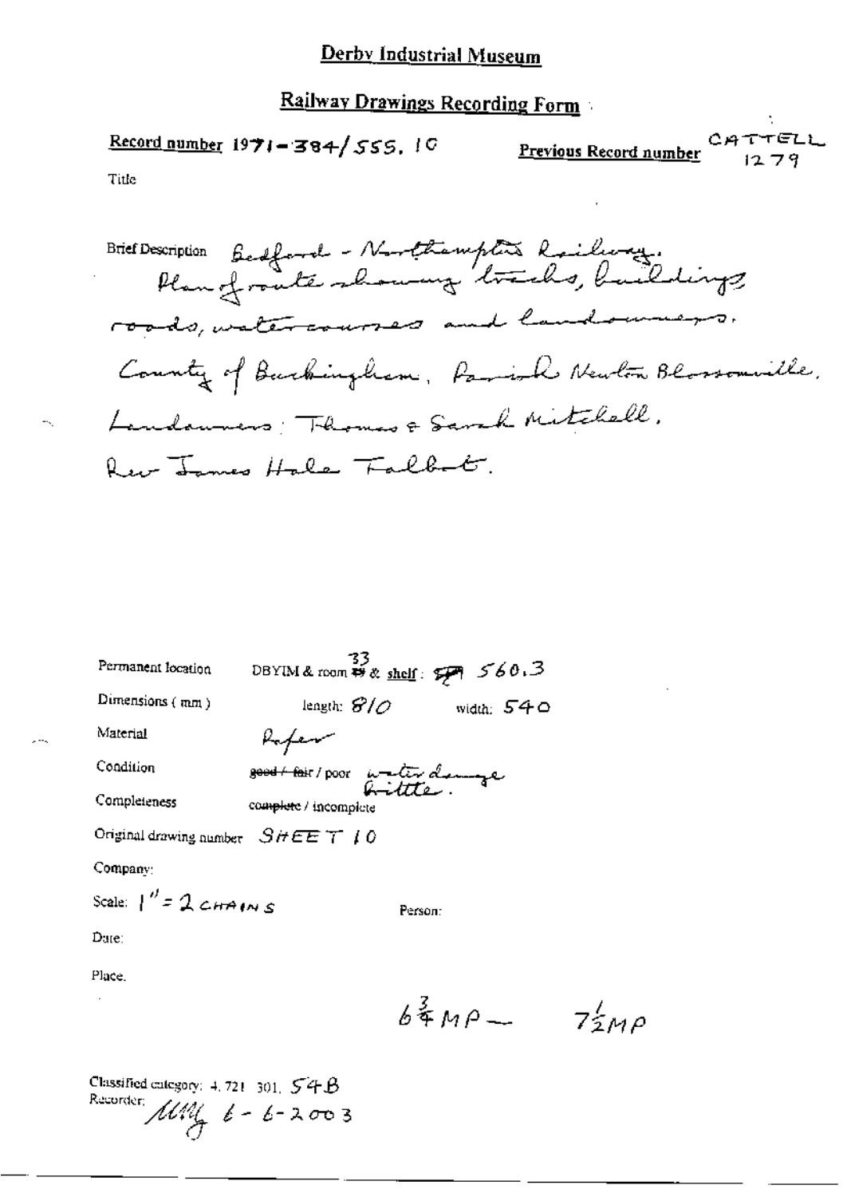# Derby Industrial Museum

## Railway Drawings Recording Form

**Record number** 1971-384/555.10

**Previous Record number** CATTELL 1279

Title

Brief Description Bedford - Northampton Railway. Plan of route showing tracks, buildings, roads, watercourses and landowners. County of Buckingham, Parish Newton Blossomville. Landowners: Thomas & Sarah Mitchell. Rev James Hale Talbot.

Permanent location DBYIM & room 33 & shelf: SP 560.3

Dimensions (mm) length: 810 width: 540

Material Paper

Condition ~~good / fair~~ / poor water damage brittle.

Completeness ~~complete~~ / incomplete

Original drawing number SHEET 10

Company:

Scale: 1" = 2 CHAINS

Person:

Date:

Place.

$6\frac{3}{4}$ MP — $7\frac{1}{2}$ MP

Classified category: 4.721.301. 54B

Recorder: MM 6-6-2003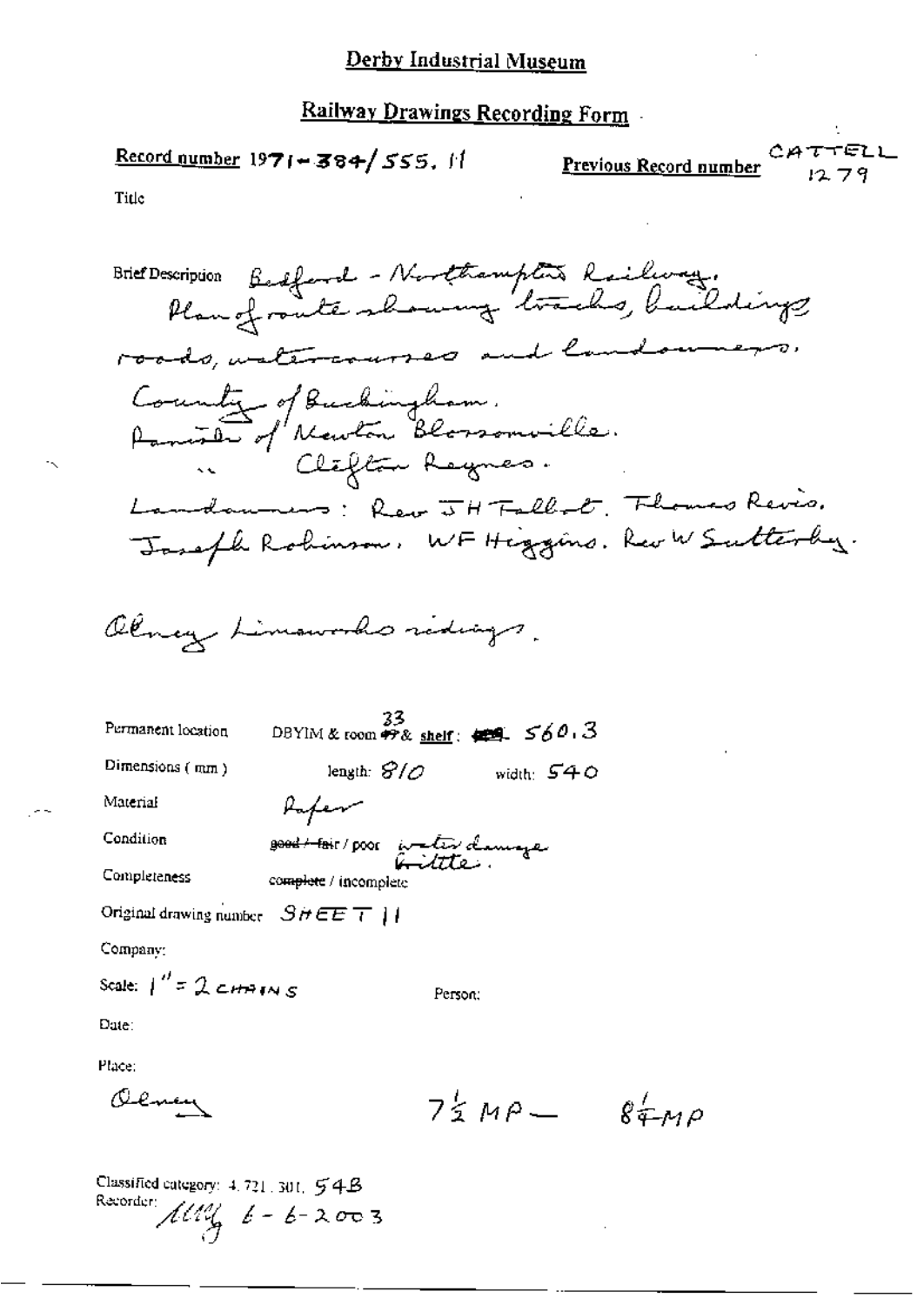# Derby Industrial Museum

## Railway Drawings Recording Form

**Record number** 1971-384/555.11 **Previous Record number** CATTELL 1279

Title

Brief Description Bedford - Northampton Railway. Plan of route showing tracks, buildings roads, watercourses and landowners.

County of Buckingham.
Parish of Newton Blossomville.
" Clifton Reynes.

Landowners: Rev JH Talbot. Thomas Revis. Joseph Robinson. WF Higgins. Rev W Sutterby.

Olney Limeworks sidings.

Permanent location DBYIM & room 33 & shelf: 560.3

Dimensions ( mm ) length: 810 width: 540

Material Paper

Condition ~~good / fair~~ / poor water damage brittle.

Completeness ~~complete~~ / incomplete

Original drawing number SHEET 11

Company:

Scale: 1" = 2 CHAINS Person:

Date:

Place:

Olney $7\frac{1}{2}$ MP — $8\frac{1}{4}$ MP

Classified category: 4.721.301. 54B
Recorder: [initials] 6-6-2003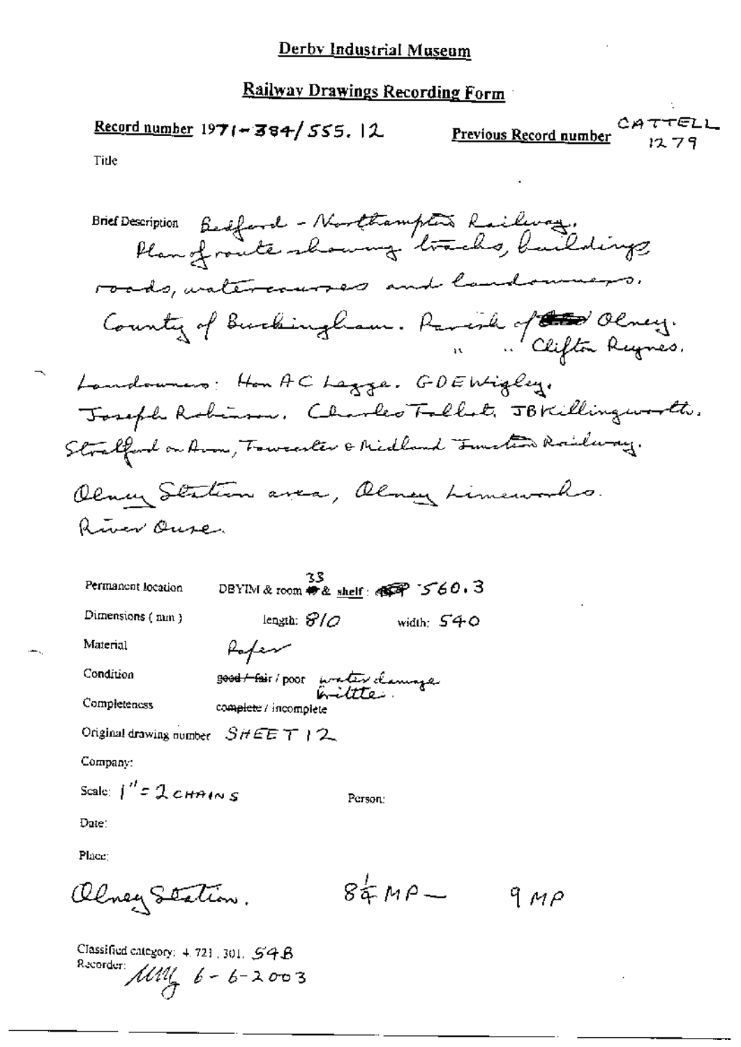# Derby Industrial Museum

## Railway Drawings Recording Form

**Record number** 1971-384/555.12 **Previous Record number** CATTELL 1279

Title

Brief Description Bedford - Northampton Railway. Plan of route showing tracks, buildings, roads, watercourses and landowners.

County of Buckingham. Parish of Olney.
" " Clifton Reynes.

Landowners: Hon A C Legge. G D E Wigley. Joseph Robinson. Charles Talbot. J B Killingworth. Stratford on Avon, Towcester & Midland Junction Railway.

Olney Station area, Olney Limeworks. River Ouse.

Permanent location DBYIM & room 33 & shelf: 560.3

Dimensions (mm) length: 810 width: 540

Material Paper

Condition ~~good / fair~~ / poor water damage brittle.

Completeness complete / incomplete

Original drawing number SHEET 12

Company:

Scale: 1" = 2 CHAINS Person:

Date:

Place:

Olney Station. $8\frac{1}{4}$ MP — 9 MP

Classified category: 4.721.301. 54B
Recorder: MM 6-6-2003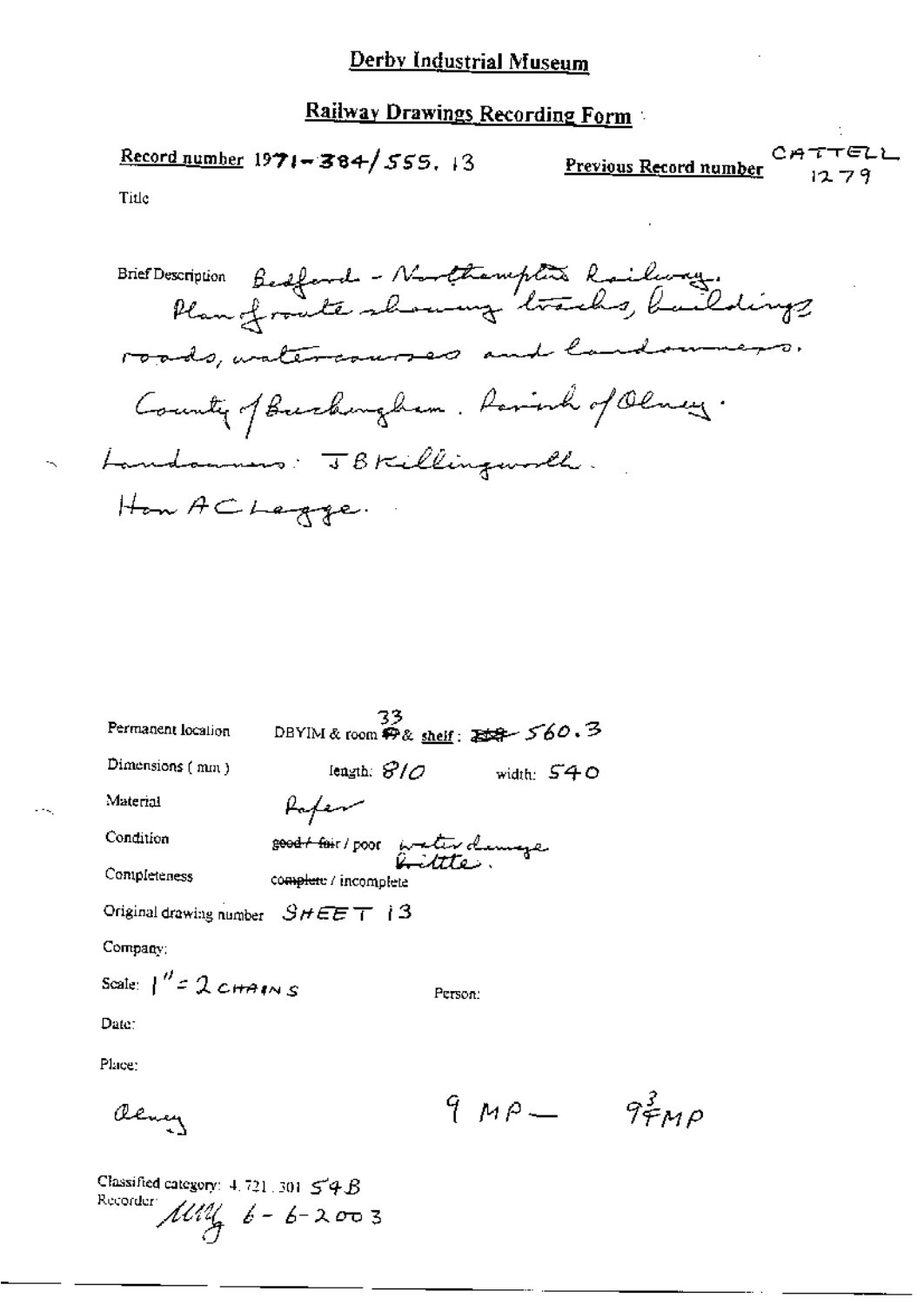# Derby Industrial Museum

## Railway Drawings Recording Form

**Record number** 1971-384/555.13

**Previous Record number** CATTELL 1279

Title

Brief Description Bedford - Northampton Railway. Plan of route showing tracks, buildings, roads, watercourses and landowners. County of Buckingham. Parish of Olney. Landowners: J B Killingworth. Hon A C Legge.

Permanent location DBYIM & room ~~49~~ 33 & shelf: ~~E58~~ 560.3

Dimensions ( mm ) length: 810 width: 540

Material Paper

Condition ~~good / fair~~ / poor water damage brittle.

Completeness ~~complete~~ / incomplete

Original drawing number SHEET 13

Company:

Scale: 1" = 2 CHAINS

Person:

Date:

Place:

Olney

9 MP — $9\frac{3}{4}$ MP

Classified category: 4.721.301 54B

Recorder: MM 6-6-2003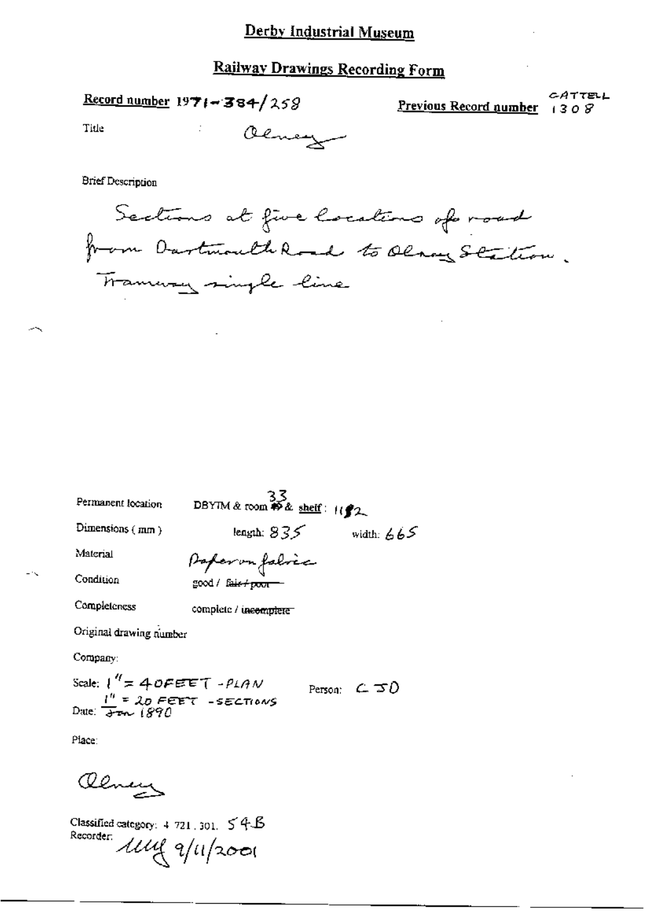# Derby Industrial Museum

## Railway Drawings Recording Form

**Record number** 1971-384/258

**Previous Record number** CATTELL 1308

Title : Olney

Brief Description

Sections at five locations of road from Dartmouth Road to Olney Station. Tramway single line

Permanent location DBYIM & room 33 & shelf : 11/2

Dimensions (mm) length: 835 width: 665

Material Paper on fabric

Condition good / ~~fair / poor~~

Completeness complete / ~~incomplete~~

Original drawing number

Company:

Scale: 1" = 40 FEET - PLAN
1" = 20 FEET - SECTIONS

Person: CJD

Date: Jan 1890

Place:

Olney

Classified category: 4 721, 301, 54B

Recorder: MMG 9/11/2001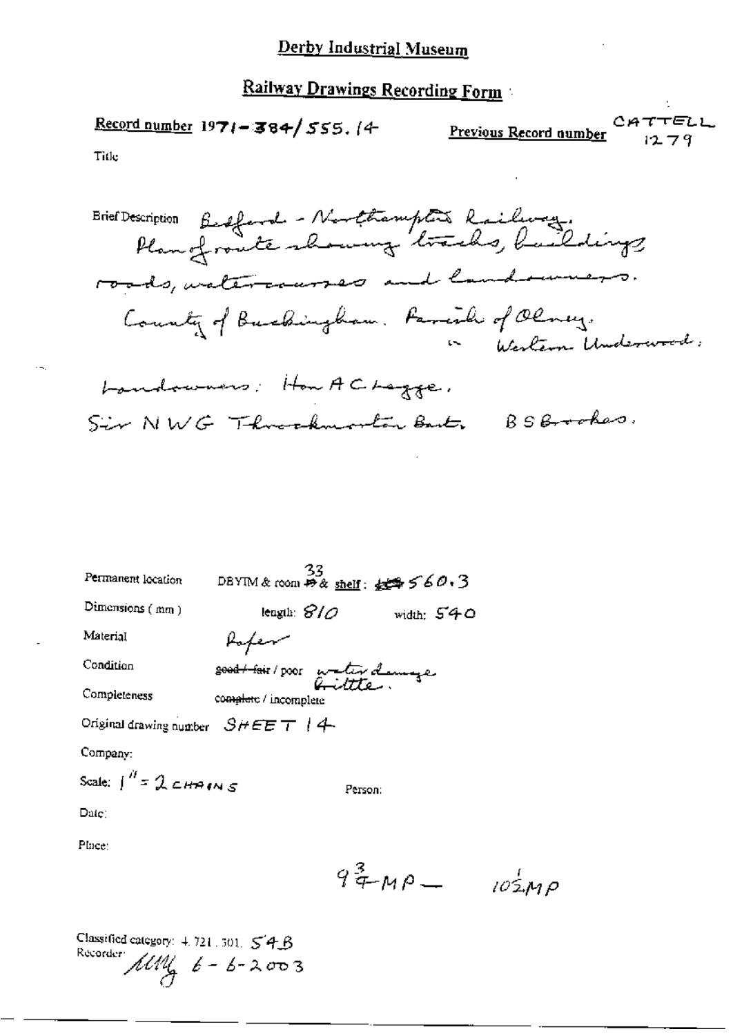# Derby Industrial Museum

## Railway Drawings Recording Form

**Record number** 1971-384/555.14

**Previous Record number** CATTELL 1279

Title

Brief Description Bedford - Northampton Railway. Plan of route showing tracks, buildings, roads, watercourses and landowners. County of Buckingham. Parish of Olney. " Weston Underwood.

Landowners: Hon A C Legge, Sir N W G Throckmorton Bart, B S Brookes.

Permanent location DBYIM & room ~~19~~ 33 & shelf: ~~159~~ 560.3

Dimensions (mm) length: 810 width: 540

Material Paper

Condition ~~good / fair~~ / poor water damage brittle.

Completeness ~~complete~~ / incomplete

Original drawing number SHEET 14

Company:

Scale: 1" = 2 CHAINS

Person:

Date:

Place:

$9\frac{3}{4}$ MP — $10\frac{1}{2}$ MP

Classified category: 4.721.301. 54B

Recorder: MM 6-6-2003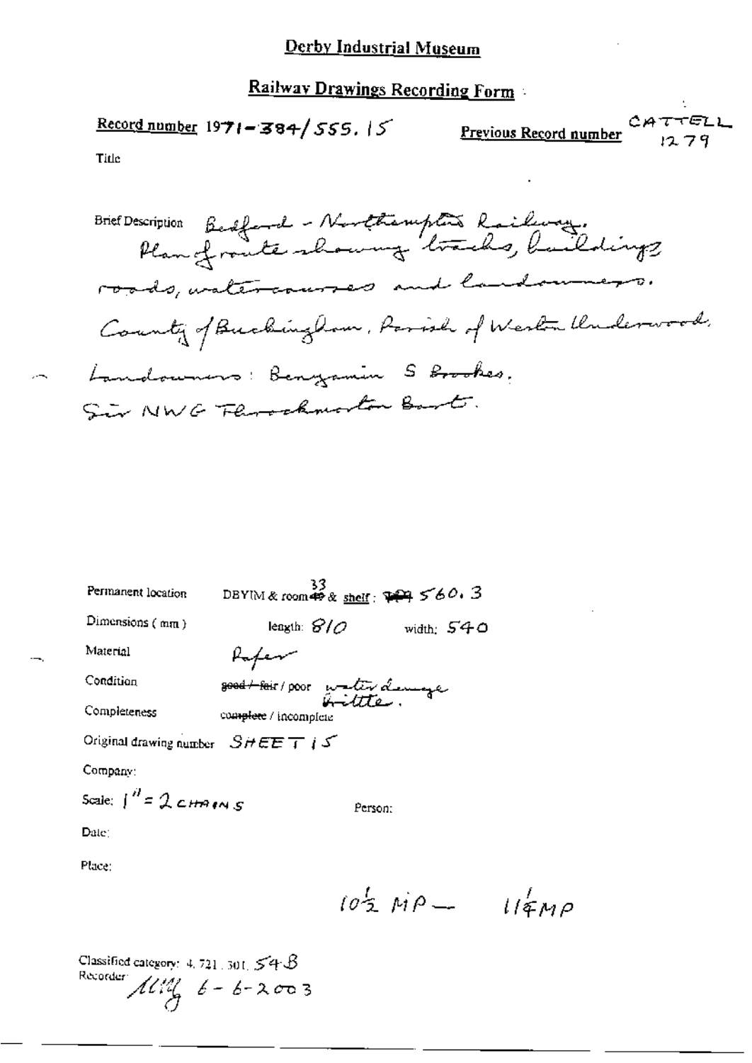# Derby Industrial Museum

## Railway Drawings Recording Form

**Record number** 1971-384/555.15 **Previous Record number** CATTELL 1279

Title

Brief Description Bedford - Northampton Railway. Plan of route showing tracks, buildings roads, watercourses and landowners. County of Buckingham, Parish of Weston Underwood. Landowners: Benjamin S Brookes. Sir NWG Throckmorton Bart.

Permanent location DBYIM & room 33 & shelf: 560.3

Dimensions (mm) length: 810 width: 540

Material Paper

Condition ~~good / fair~~ / poor water damage brittle.

Completeness ~~complete~~ / incomplete

Original drawing number SHEET 15

Company:

Scale: 1" = 2 CHAINS Person:

Date:

Place:

$10\frac{1}{2}$ MP — $11\frac{1}{4}$ MP

Classified category: 4.721.301.54B

Recorder: MM 6-6-2003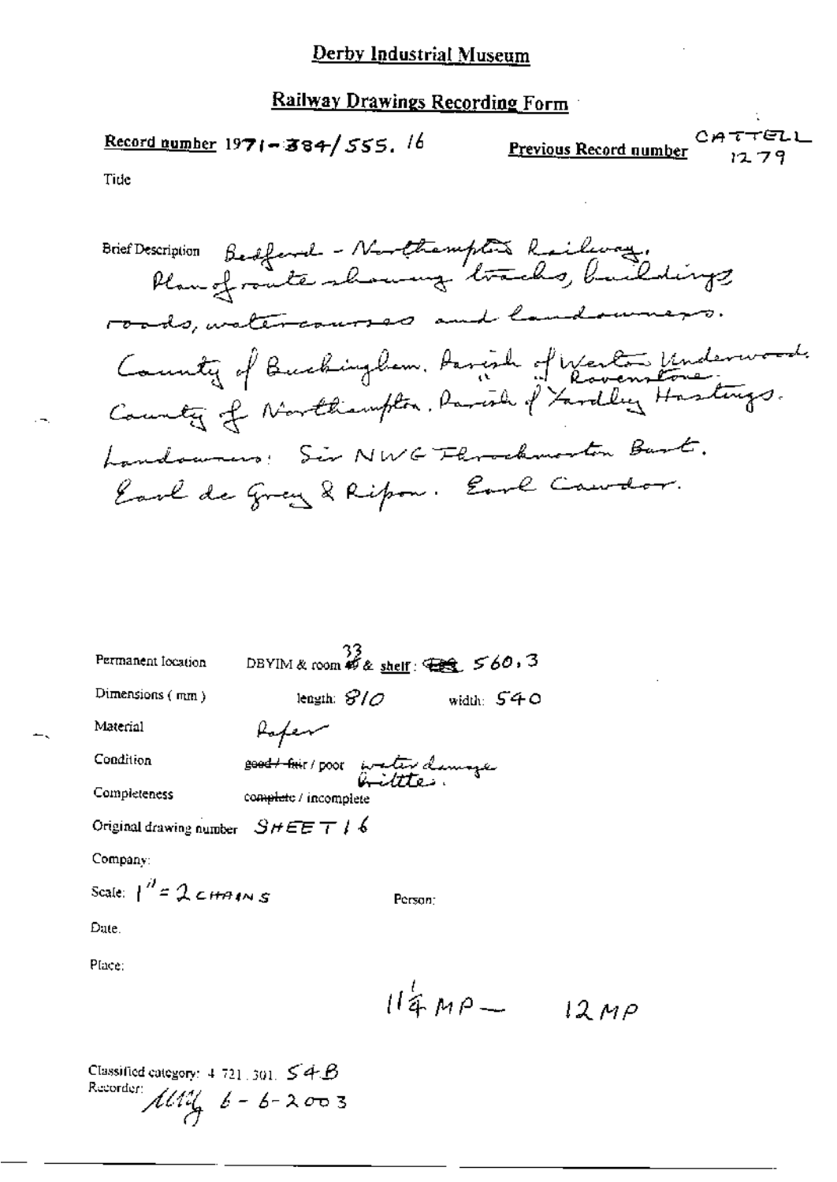# Derby Industrial Museum

## Railway Drawings Recording Form

**Record number** 1971-384/555. 16

**Previous Record number** CATTELL 1279

Title

Brief Description Bedford - Northampton Railway. Plan of route showing tracks, buildings roads, watercourses and landowners. County of Buckingham. Parish of Weston Underwood. " " Ravenstone. County of Northampton. Parish of Yardley Hastings. Landowners: Sir NWG Throckmorton Bart. Earl de Grey & Ripon. Earl Cawdor.

Permanent location DBYIM & room 33 & shelf: 560.3

Dimensions (mm) length: 810 width: 540

Material Paper

Condition ~~good / fair~~ / poor water damage brittle.

Completeness ~~complete~~ / incomplete

Original drawing number SHEET 16

Company:

Scale: 1" = 2 CHAINS

Person:

Date.

Place:

11¼ MP — 12 MP

Classified category: 4 721.301. 54B

Recorder: [signature] 6-6-2003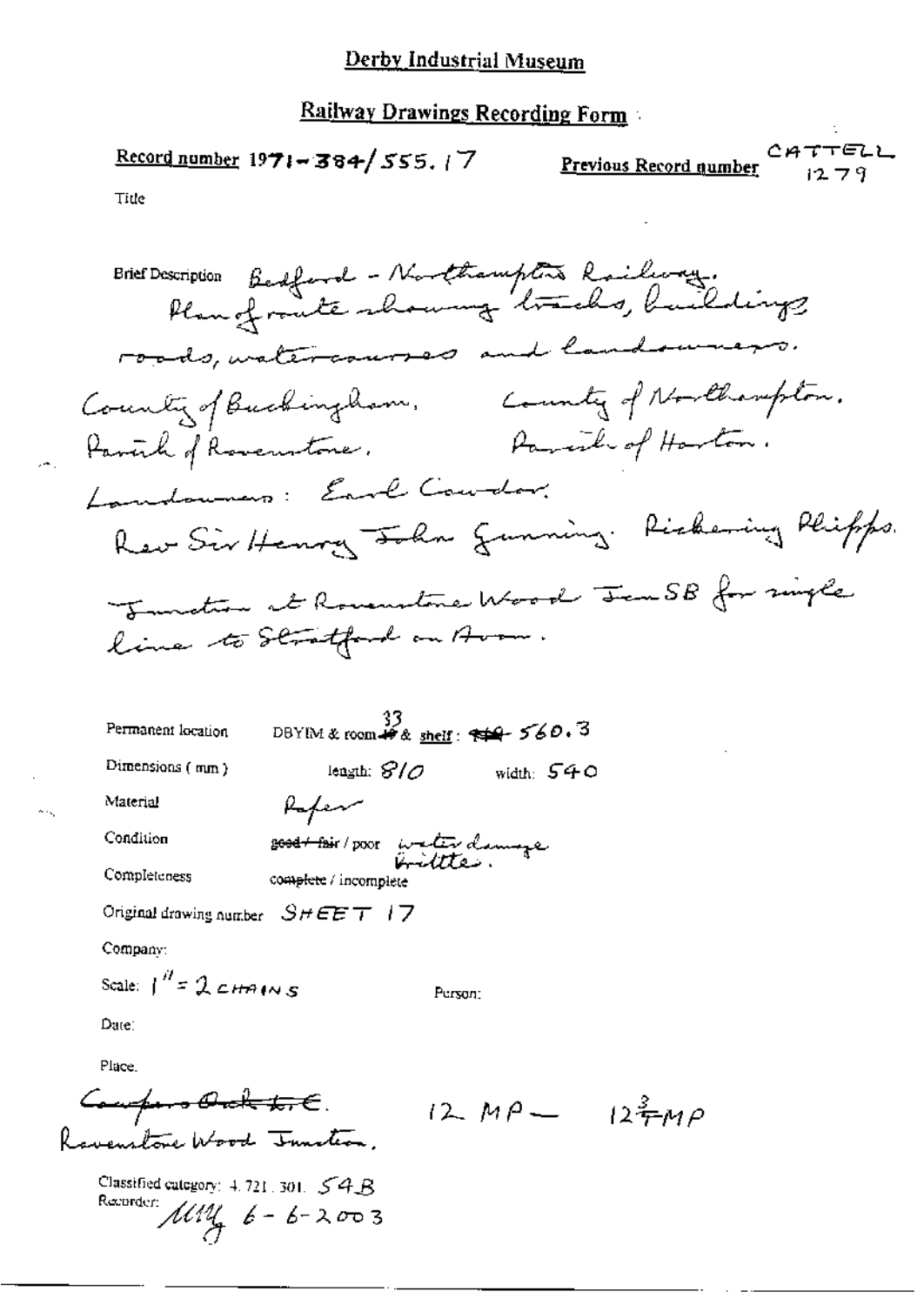# Derby Industrial Museum

## Railway Drawings Recording Form

**Record number** 1971-384/555.17 **Previous Record number** CATTELL 1279

Title

Brief Description Bedford - Northampton Railway.
Plan of route showing tracks, buildings roads, watercourses and landowners.
County of Buckingham. County of Northampton.
Parish of Ravenstone. Parish of Horton.
Landowners: Earl Cowdor.
Rev Sir Henry John Gunning. Pickering Phipps.
Junction at Ravenstone Wood Jcn SB for single line to Stratford on Avon.

Permanent location DBYIM & room ~~49~~ 33 & shelf: ~~49~~ 560.3

Dimensions (mm) length: 810 width: 540

Material Paper

Condition ~~good / fair~~ / poor water damage brittle.

Completeness complete / incomplete

Original drawing number SHEET 17

Company:

Scale: 1" = 2 CHAINS

Person:

Date:

Place.
~~Cowpers Oak to E.~~ 12 MP — $12\frac{3}{4}$MP
Ravenstone Wood Junction.

Classified category: 4.721.301. 54B
Recorder: MM 6-6-2003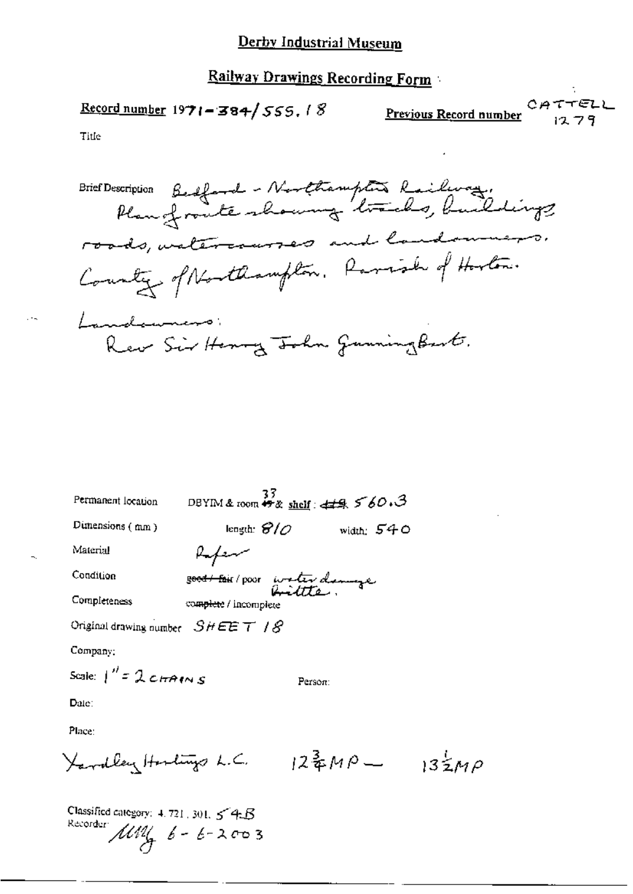# Derby Industrial Museum

## Railway Drawings Recording Form

**Record number** 1971-384/555.18 **Previous Record number** CATTELL 1279

Title

Brief Description Bedford - Northampton Railway. Plan of route showing tracks, buildings roads, watercourses and landowners. County of Northampton. Parish of Horton.

Landowners:
Rev Sir Henry John Gunning Bart.

Permanent location DBYIM & room ~~49~~ 37 & shelf: ~~49~~ 560.3

Dimensions (mm) length: 810 width: 540

Material Paper

Condition ~~good / fair~~ / poor water damage brittle.

Completeness complete / incomplete

Original drawing number SHEET 18

Company:

Scale: 1" = 2 CHAINS Person:

Date:

Place:

Yardley Hastings L.C. $12\frac{3}{4}$ MP — $13\frac{1}{2}$ MP

Classified category: 4.721.301. 54B
Recorder: MMG 6-6-2003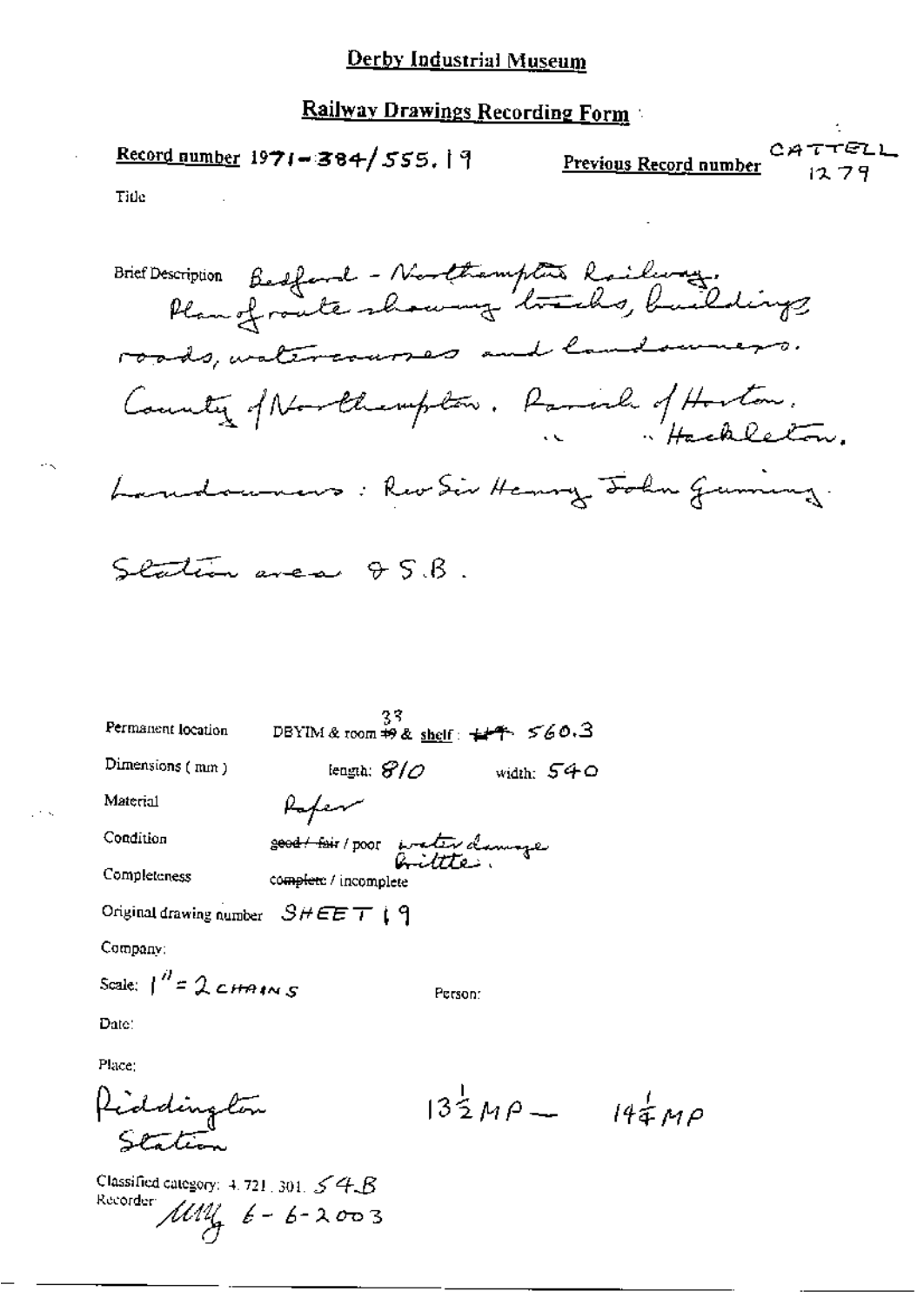# Derby Industrial Museum

## Railway Drawings Recording Form

**Record number** 1971-384/555.19 **Previous Record number** CATTELL 1279

Title

Brief Description Bedford - Northampton Railway. Plan of route showing tracks, buildings roads, watercourses and landowners. County of Northampton. Parish of Horton. " " Hackleton. Landowners: Rev Sir Henry John Gunning. Station area & S.B.

Permanent location DBYIM & room ~~49~~ 33 & shelf: ~~44~~ 560.3

Dimensions (mm) length: 810 width: 540

Material Paper

Condition ~~good / fair~~ / poor water damage brittle.

Completeness ~~complete~~ / incomplete

Original drawing number SHEET 19

Company:

Scale: 1" = 2 CHAINS Person:

Date:

Place:

Piddington Station $13\frac{1}{2}$ MP — $14\frac{1}{4}$ MP

Classified category: 4.721.301. 54.B
Recorder: MMG 6-6-2003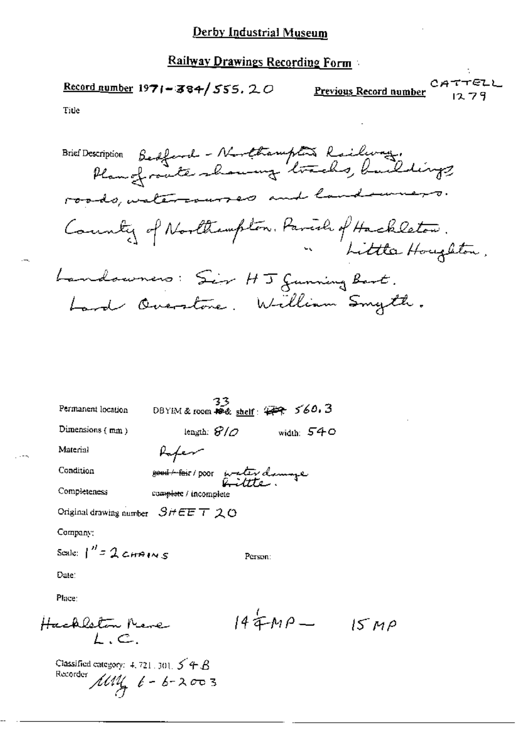# Derby Industrial Museum

## Railway Drawings Recording Form

**Record number** 1971-384/555.20 **Previous Record number** CATTELL 1279

Title

Brief Description Bedford - Northampton Railway. Plan of route showing tracks, buildings roads, watercourses and landowners. County of Northampton. Parish of Hackleton. " Little Houghton. Landowners: Sir H J Gunning Bart. Lord Overstone. William Smyth.

Permanent location DBYIM & room ~~16~~& 33 shelf: ~~159~~ 560.3

Dimensions (mm) length: 810 width: 540

Material Paper

Condition ~~good / fair~~ / poor water damage brittle.

Completeness ~~complete~~ / incomplete

Original drawing number SHEET 20

Company:

Scale: 1" = 2 CHAINS Person:

Date:

Place:

Hackleton Mere L.C. 14¾MP — 15MP

Classified category: 4.721.301. 54B

Recorder MM 6-6-2003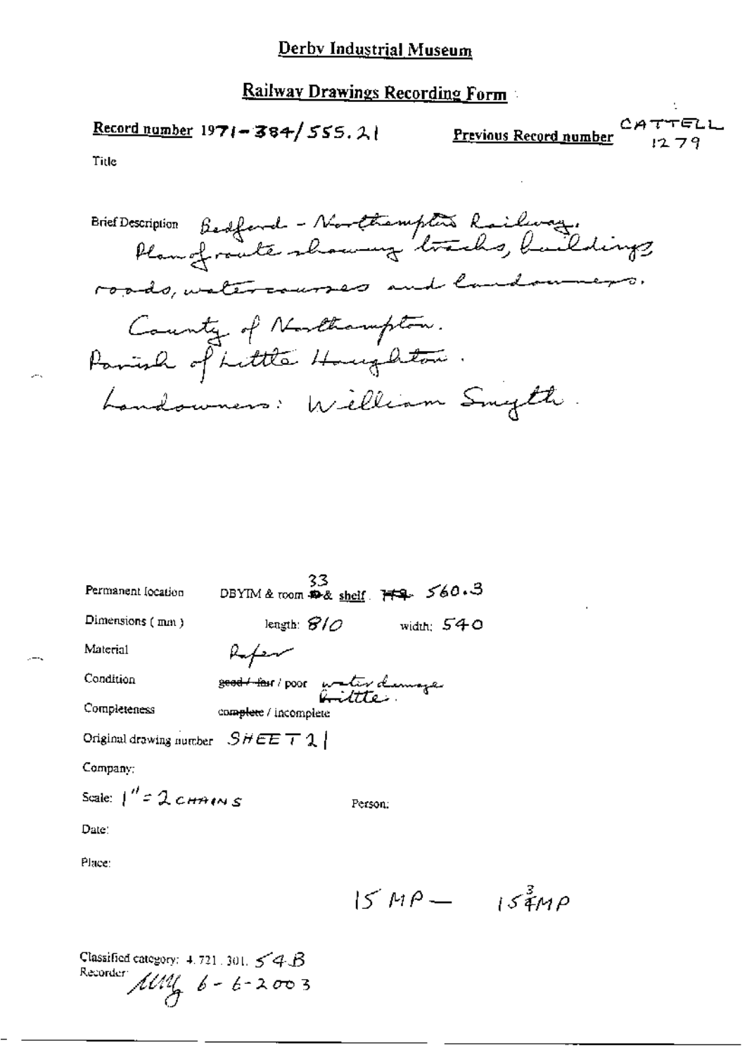# Derby Industrial Museum

## Railway Drawings Recording Form

**Record number** 1971-384/555.21

**Previous Record number** CATTELL 1279

Title

Brief Description Bedford - Northampton Railway. Plan of route showing tracks, buildings roads, watercourses and landowners. County of Northampton. Parish of Little Houghton. Landowners: William Smyth.

Permanent location: DBYIM & room 33 & shelf: 560.3

Dimensions (mm): length: 810 width: 540

Material: Paper

Condition: ~~good / fair~~ / poor water damage brittle.

Completeness: ~~complete~~ / incomplete

Original drawing number: SHEET 21

Company:

Scale: 1" = 2 CHAINS

Person:

Date:

Place:

15 MP — 15¾ MP

Classified category: 4.721.301. 54B

Recorder: MM 6-6-2003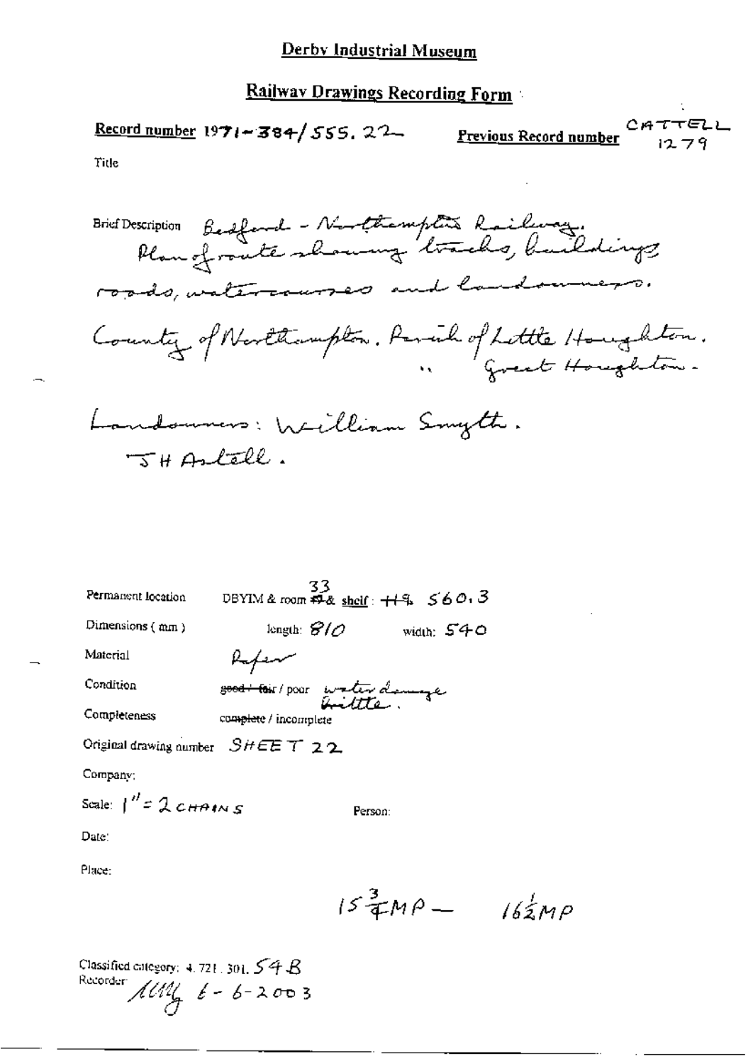# Derby Industrial Museum

## Railway Drawings Recording Form

**Record number** 1971-384/555.22 **Previous Record number** CATTELL 1279

Title

Brief Description Bedford - Northampton Railway.
Plan of route showing tracks, buildings roads, watercourses and landowners.

County of Northampton. Parish of Little Houghton.
" Great Houghton.

Landowners: William Smyth.
J H Astell.

Permanent location DBYIM & room ~~49~~ 33 & shelf: H9. 560.3

Dimensions (mm) length: 810 width: 540

Material Paper

Condition ~~good / fair~~ / poor water damage brittle.

Completeness ~~complete~~ / incomplete

Original drawing number SHEET 22

Company:

Scale: 1" = 2 CHAINS

Person:

Date:

Place:

$15\frac{3}{4}$ MP — $16\frac{1}{2}$ MP

Classified category: 4.721.301.54B

Recorder: MM 6-6-2003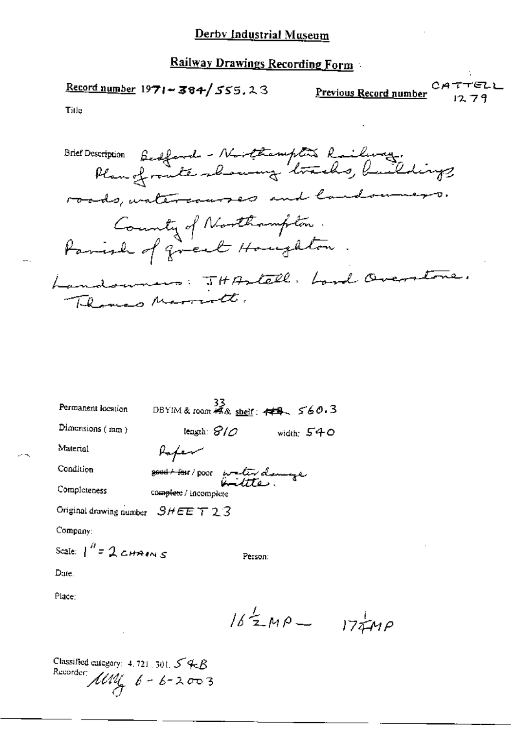# Derby Industrial Museum

## Railway Drawings Recording Form

**Record number** 1971-384/555.23

**Previous Record number** CATTELL 1279

Title

Brief Description Bedford - Northampton Railway. Plan of route showing tracks, buildings, roads, watercourses and landowners. County of Northampton. Parish of Great Houghton. Landowners: JH Astell. Lord Overstone. Thomas Marriott.

Permanent location DBYIM & room ~~49~~ 33 & shelf: ~~489~~ 560.3

Dimensions (mm) length: 810 width: 540

Material Paper

Condition ~~good / fair~~ / poor water damage brittle.

Completeness ~~complete~~ / incomplete

Original drawing number SHEET 23

Company:

Scale: 1" = 2 CHAINS

Person:

Date.

Place:

$16\frac{1}{2}$ MP — $17\frac{1}{4}$ MP

Classified category: 4.721.301. 54B

Recorder: MMG 6-6-2003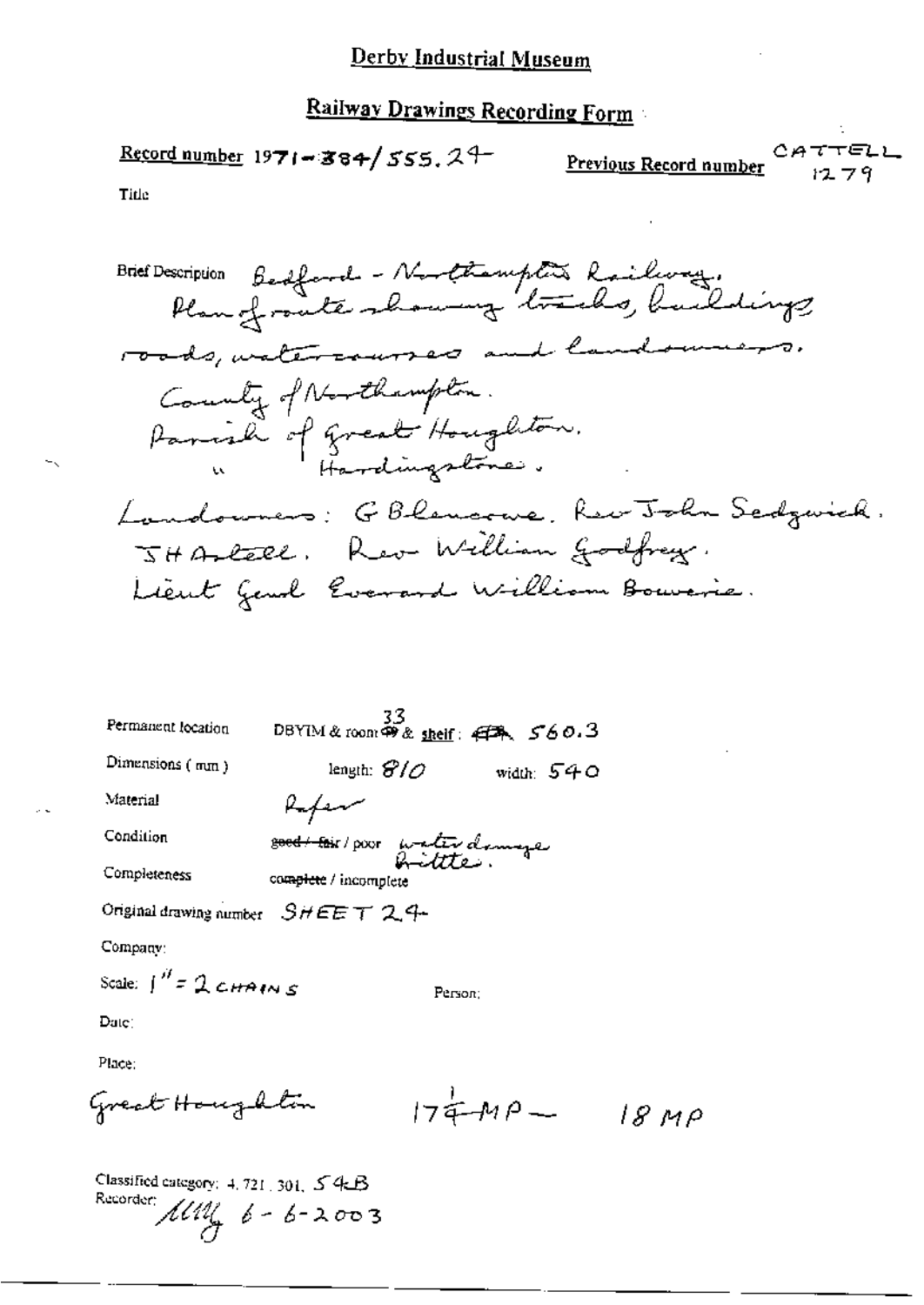# Derby Industrial Museum

## Railway Drawings Recording Form

**Record number** 1971-384/555.24

**Previous Record number** CATTELL 1279

Title

Brief Description Bedford - Northampton Railway. Plan of route showing tracks, buildings, roads, watercourses and landowners. County of Northampton. Parish of Great Houghton. " Hardingstone. Landowners: G Blencowe. Rev John Sedgwick. JH Astell. Rev William Godfrey. Lieut Genl Everard William Bouverie.

Permanent location DBYIM & room 33 & shelf: 560.3

Dimensions (mm) length: 810 width: 540

Material Paper

Condition ~~good / fair~~ / poor water damage brittle.

Completeness ~~complete~~ / incomplete

Original drawing number SHEET 24

Company:

Scale: 1" = 2 CHAINS

Person:

Date:

Place:

Great Houghton 17¾ MP — 18 MP

Classified category: 4.721.301. 54B

Recorder: 6-6-2003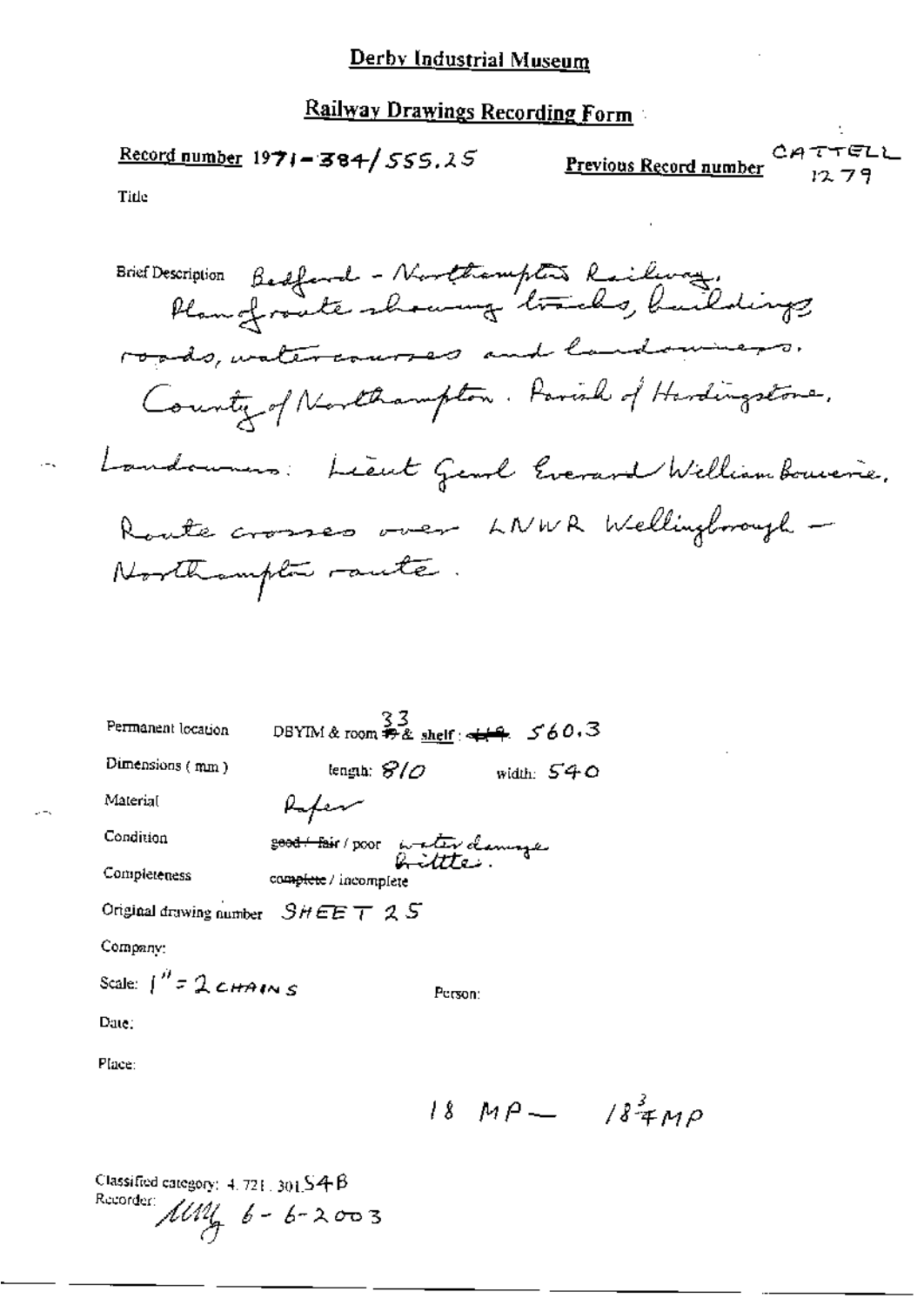# Derby Industrial Museum

## Railway Drawings Recording Form

**Record number** 1971-384/555.25

**Previous Record number** CATTELL 1279

Title

Brief Description Bedford - Northampton Railway. Plan of route showing tracks, buildings, roads, watercourses and landowners. County of Northampton. Parish of Hardingstone. Landowners: Lieut Genl Everard William Bouverie. Route crosses over LNWR Wellingborough - Northampton route.

Permanent location DBYIM & room ~~19~~ 33 & shelf : ~~419~~ 560.3

Dimensions ( mm ) length: 810 width: 540

Material Paper

Condition ~~good / fair~~ / poor water damage brittle.

Completeness ~~complete~~ / incomplete

Original drawing number SHEET 25

Company:

Scale: 1" = 2 CHAINS

Person:

Date:

Place:

18 MP — $18\frac{3}{4}$ MP

Classified category: 4.721.301.S4B

Recorder: MMG 6-6-2003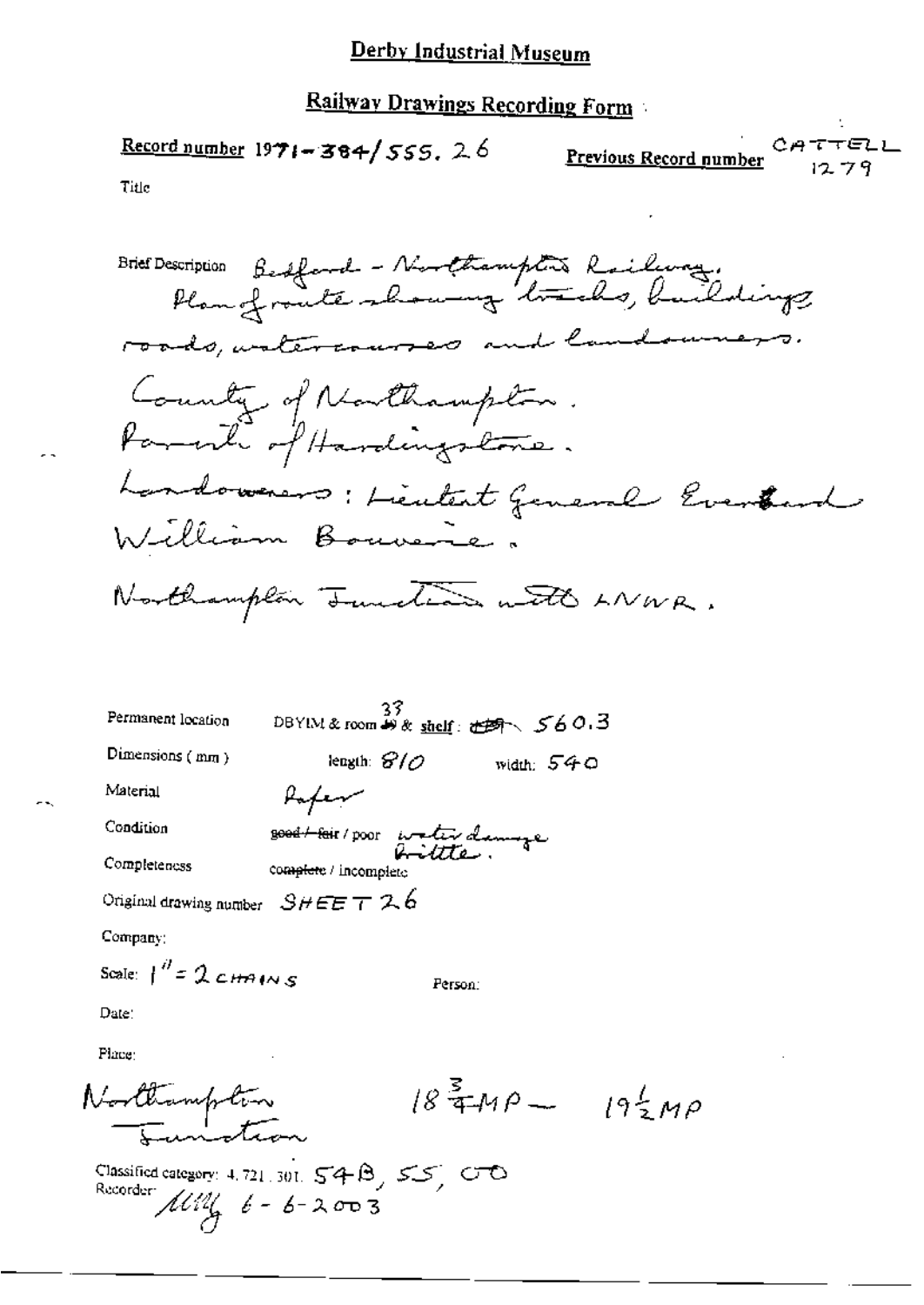# Derby Industrial Museum

## Railway Drawings Recording Form

Record number 1971-384/555.26

Previous Record number CATTELL 1279

Title

Brief Description Bedford - Northampton Railway.
Plan of route showing tracks, buildings, roads, watercourses and landowners.
County of Northampton.
Parish of Hardingstone.
Landowners: Lieutenant General Everard William Bouverie.
Northampton Junction with LNWR.

Permanent location DBYIM & room ~~49~~ 33 & shelf: ~~49~~ 560.3

Dimensions (mm) length: 810 width: 540

Material Paper

Condition ~~good / fair~~ / poor water damage brittle.

Completeness ~~complete~~ / incomplete

Original drawing number SHEET 26

Company:

Scale: 1" = 2 CHAINS

Person:

Date:

Place:

Northampton Junction $18\frac{3}{4}$MP — $19\frac{1}{2}$MP

Classified category: 4.721.301. 54B, 55, OO

Recorder: MM 6-6-2003